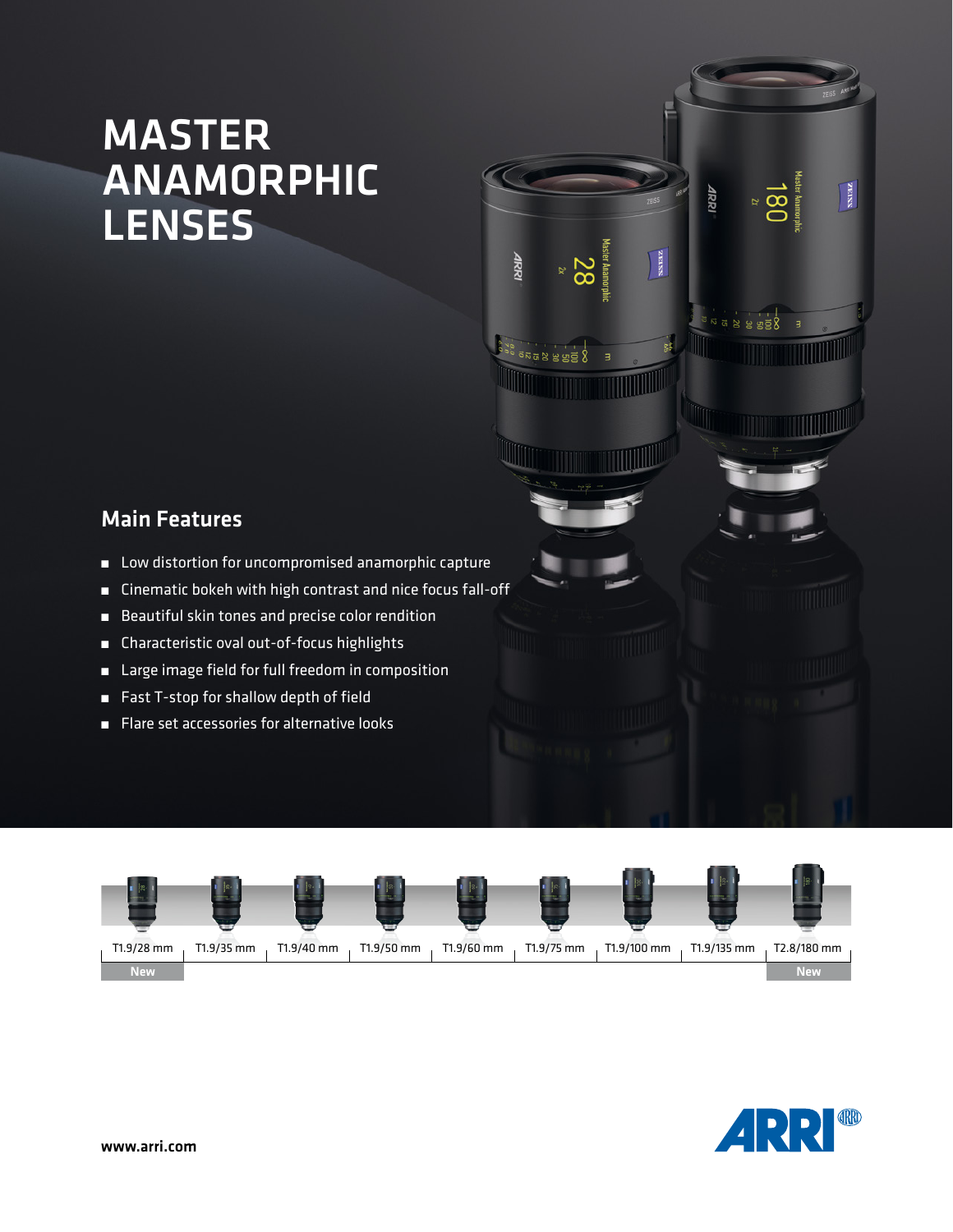# MASTER ANAMORPHIC LENSES

## Main Features

- Low distortion for uncompromised anamorphic capture
- Cinematic bokeh with high contrast and nice focus fall-off
- Beautiful skin tones and precise color rendition
- Characteristic oval out-of-focus highlights
- Large image field for full freedom in composition
- Fast T-stop for shallow depth of field
- Flare set accessories for alternative looks

| T1.9/28 mm | T1.9/35 mm | T1.9/40 mm | T1.9/50 mm | T1.9/60 mm | T1.9/75 mm | T1.9/100 mm | T1.9/135 mm | T2.8/180 mm |
|---|---|---|---|---|---|---|---|---|
| New | | | | | | | | New |

www.arri.com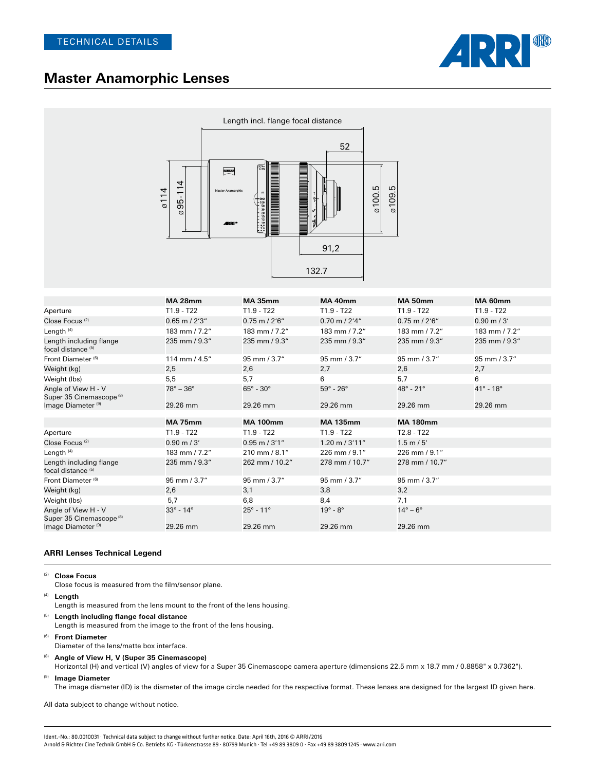TECHNICAL DETAILS

# Master Anamorphic Lenses

Length incl. flange focal distance

52

ø114

ø95-114

ø100.5

ø109.5

91,2

132.7

| | MA 28mm | MA 35mm | MA 40mm | MA 50mm | MA 60mm |
|---|---|---|---|---|---|
| Aperture | T1.9 - T22 | T1.9 - T22 | T1.9 - T22 | T1.9 - T22 | T1.9 - T22 |
| Close Focus (2) | 0.65 m / 2'3" | 0.75 m / 2'6" | 0.70 m / 2'4" | 0.75 m / 2'6" | 0.90 m / 3' |
| Length (4) | 183 mm / 7.2" | 183 mm / 7.2" | 183 mm / 7.2" | 183 mm / 7.2" | 183 mm / 7.2" |
| Length including flange focal distance (5) | 235 mm / 9.3" | 235 mm / 9.3" | 235 mm / 9.3" | 235 mm / 9.3" | 235 mm / 9.3" |
| Front Diameter (6) | 114 mm / 4.5" | 95 mm / 3.7" | 95 mm / 3.7" | 95 mm / 3.7" | 95 mm / 3.7" |
| Weight (kg) | 2,5 | 2,6 | 2,7 | 2,6 | 2,7 |
| Weight (lbs) | 5,5 | 5,7 | 6 | 5,7 | 6 |
| Angle of View H - V Super 35 Cinemascope (8) | 78° – 36° | 65° - 30° | 59° - 26° | 48° - 21° | 41° - 18° |
| Image Diameter (9) | 29.26 mm | 29.26 mm | 29.26 mm | 29.26 mm | 29.26 mm |

| | MA 75mm | MA 100mm | MA 135mm | MA 180mm |
|---|---|---|---|---|
| Aperture | T1.9 - T22 | T1.9 - T22 | T1.9 - T22 | T2.8 - T22 |
| Close Focus (2) | 0.90 m / 3' | 0.95 m / 3'1" | 1.20 m / 3'11" | 1.5 m / 5' |
| Length (4) | 183 mm / 7.2" | 210 mm / 8.1" | 226 mm / 9.1" | 226 mm / 9.1" |
| Length including flange focal distance (5) | 235 mm / 9.3" | 262 mm / 10.2" | 278 mm / 10.7" | 278 mm / 10.7" |
| Front Diameter (6) | 95 mm / 3.7" | 95 mm / 3.7" | 95 mm / 3.7" | 95 mm / 3.7" |
| Weight (kg) | 2,6 | 3,1 | 3,8 | 3,2 |
| Weight (lbs) | 5,7 | 6,8 | 8,4 | 7,1 |
| Angle of View H - V Super 35 Cinemascope (8) | 33° - 14° | 25° - 11° | 19° - 8° | 14° – 6° |
| Image Diameter (9) | 29.26 mm | 29.26 mm | 29.26 mm | 29.26 mm |

### ARRI Lenses Technical Legend

(2) **Close Focus**
Close focus is measured from the film/sensor plane.

(4) **Length**
Length is measured from the lens mount to the front of the lens housing.

(5) **Length including flange focal distance**
Length is measured from the image to the front of the lens housing.

(6) **Front Diameter**
Diameter of the lens/matte box interface.

(8) **Angle of View H, V (Super 35 Cinemascope)**
Horizontal (H) and vertical (V) angles of view for a Super 35 Cinemascope camera aperture (dimensions 22.5 mm x 18.7 mm / 0.8858" x 0.7362").

(9) **Image Diameter**
The image diameter (ID) is the diameter of the image circle needed for the respective format. These lenses are designed for the largest ID given here.

All data subject to change without notice.

Ident.-No.: 80.0010031 · Technical data subject to change without further notice. Date: April 16th, 2016 © ARRI/2016
Arnold & Richter Cine Technik GmbH & Co. Betriebs KG · Türkenstrasse 89 · 80799 Munich · Tel +49 89 3809 0 · Fax +49 89 3809 1245 · www.arri.com